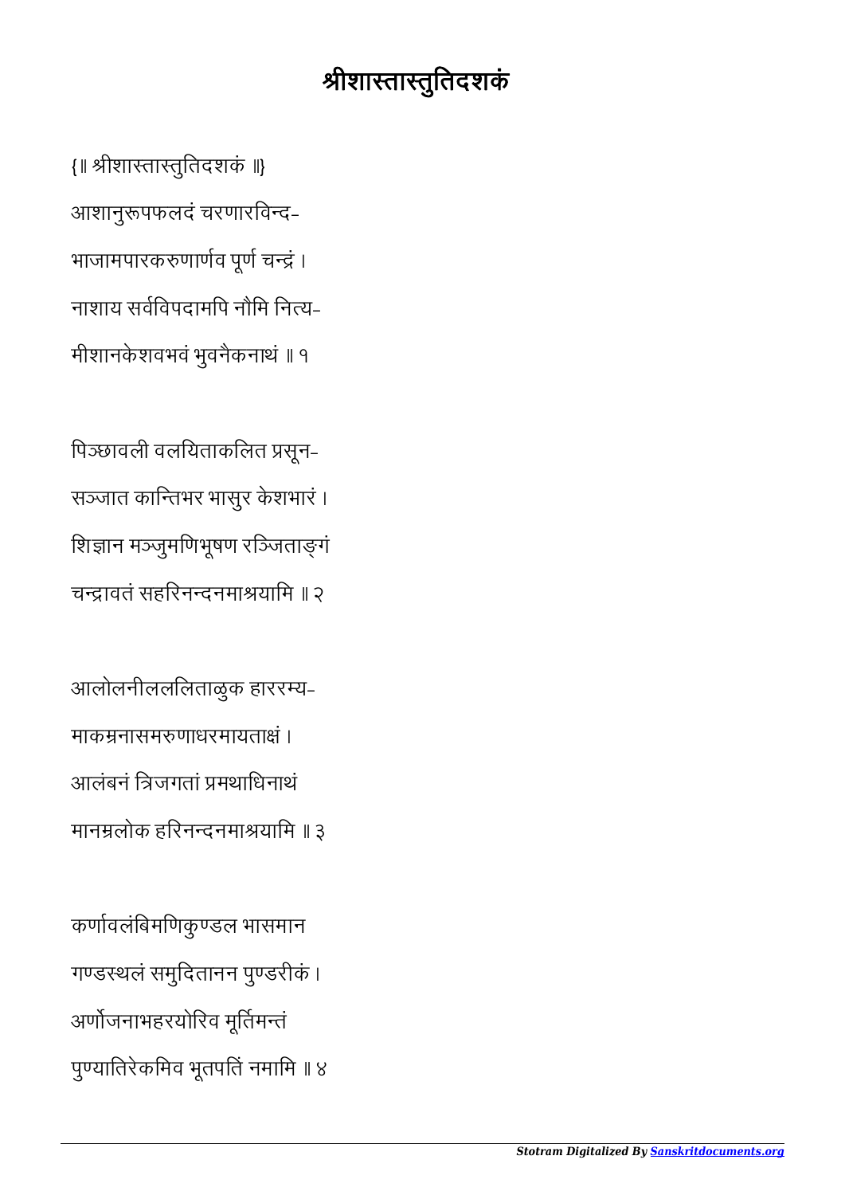# श्रीशास्तास्तुतिदशकं

{॥ श्रीशास्तास्तुतिदशकं ॥}

आशानुरूपफलदं चरणारविन्द-
भाजामपारकरुणार्णव पूर्ण चन्द्रं ।
नाशाय सर्वविपदामपि नौमि नित्य-
मीशानकेशवभवं भुवनैकनाथं ॥ १

पिञ्छावली वलयिताकलित प्रसून-
सञ्जात कान्तिभर भासुर केशभारं ।
शिञ्जान मञ्जुमणिभूषण रञ्जिताङ्गं
चन्द्रावतं सहरिनन्दनमाश्रयामि ॥ २

आलोलनीलललिताळुक हाररम्य-
माकम्रनासमरुणाधरमायताक्षं ।
आलंबनं त्रिजगतां प्रमथाधिनाथं
मानम्रलोक हरिनन्दनमाश्रयामि ॥ ३

कर्णावलंबिमणिकुण्डल भासमान
गण्डस्थलं समुदितानन पुण्डरीकं ।
अर्णोजनाभहरयोरिव मूर्तिमन्तं
पुण्यातिरेकमिव भूतपतिं नमामि ॥ ४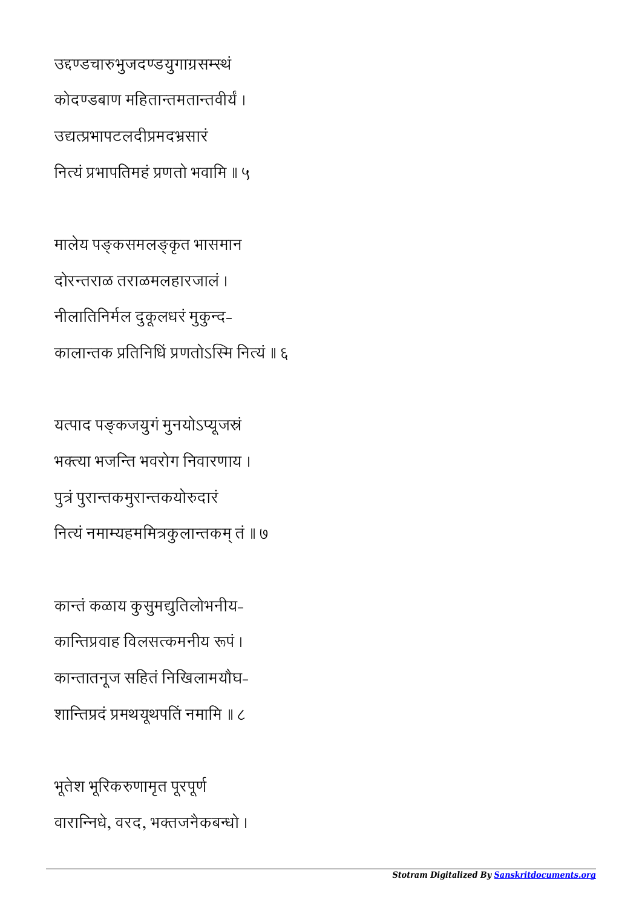उद्दण्डचारुभुजदण्डयुगाग्रसम्स्थं
कोदण्डबाण महितान्तमतान्तवीर्यं ।
उद्यत्प्रभापटलदीप्रमदभ्रसारं
नित्यं प्रभापतिमहं प्रणतो भवामि ॥ ५

मालेय पङ्कसमलङ्कृत भासमान
दोरन्तराळ तराळमलहारजालं ।
नीलातिनिर्मल दुकूलधरं मुकुन्द-
कालान्तक प्रतिनिधिं प्रणतोऽस्मि नित्यं ॥ ६

यत्पाद पङ्कजयुगं मुनयोऽप्यूजस्रं
भक्त्या भजन्ति भवरोग निवारणाय ।
पुत्रं पुरान्तकमुरान्तकयोरुदारं
नित्यं नमाम्यहममित्रकुलान्तकम् तं ॥ ७

कान्तं कळाय कुसुमद्युतिलोभनीय-
कान्तिप्रवाह विलसत्कमनीय रूपं ।
कान्तातनूज सहितं निखिलामयौघ-
शान्तिप्रदं प्रमथयूथपतिं नमामि ॥ ८

भूतेश भूरिकरुणामृत पूरपूर्ण
वारान्निधे, वरद, भक्तजनैकबन्धो ।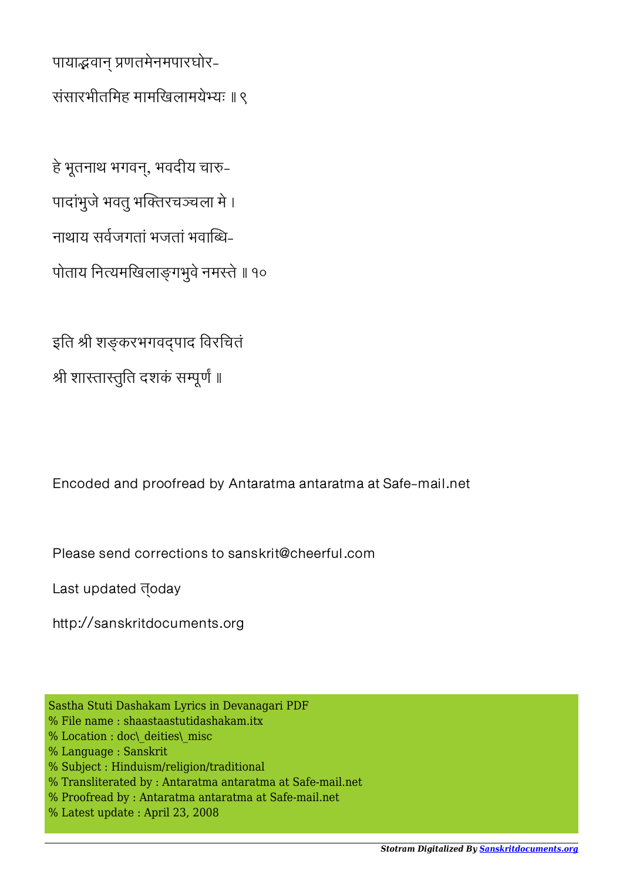पायाद्भवान् प्रणतमेनमपारघोर-

संसारभीतमिह मामखिलामयेभ्यः ॥ ९

हे भूतनाथ भगवन्, भवदीय चारु-

पादांभुजे भवतु भक्तिरचञ्चला मे ।

नाथाय सर्वजगतां भजतां भवाब्धि-

पोताय नित्यमखिलाङ्गभुवे नमस्ते ॥ १०

इति श्री शङ्करभगवद्पाद विरचितं

श्री शास्तास्तुति दशकं सम्पूर्णं ॥

Encoded and proofread by Antaratma antaratma at Safe-mail.net

Please send corrections to sanskrit@cheerful.com

Last updated त्oday

http://sanskritdocuments.org

Sastha Stuti Dashakam Lyrics in Devanagari PDF
% File name : shaastaastutidashakam.itx
% Location : doc\_deities\_misc
% Language : Sanskrit
% Subject : Hinduism/religion/traditional
% Transliterated by : Antaratma antaratma at Safe-mail.net
% Proofread by : Antaratma antaratma at Safe-mail.net
% Latest update : April 23, 2008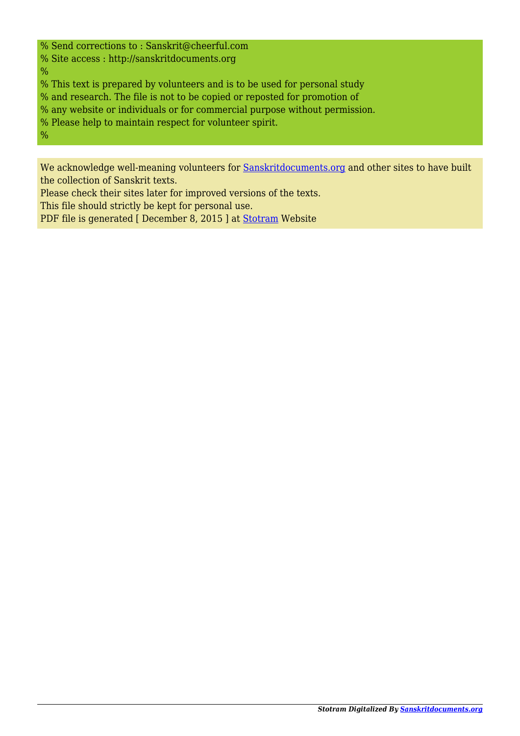% Send corrections to : Sanskrit@cheerful.com
% Site access : http://sanskritdocuments.org
%
% This text is prepared by volunteers and is to be used for personal study
% and research. The file is not to be copied or reposted for promotion of
% any website or individuals or for commercial purpose without permission.
% Please help to maintain respect for volunteer spirit.
%

We acknowledge well-meaning volunteers for Sanskritdocuments.org and other sites to have built the collection of Sanskrit texts.
Please check their sites later for improved versions of the texts.
This file should strictly be kept for personal use.
PDF file is generated [ December 8, 2015 ] at Stotram Website